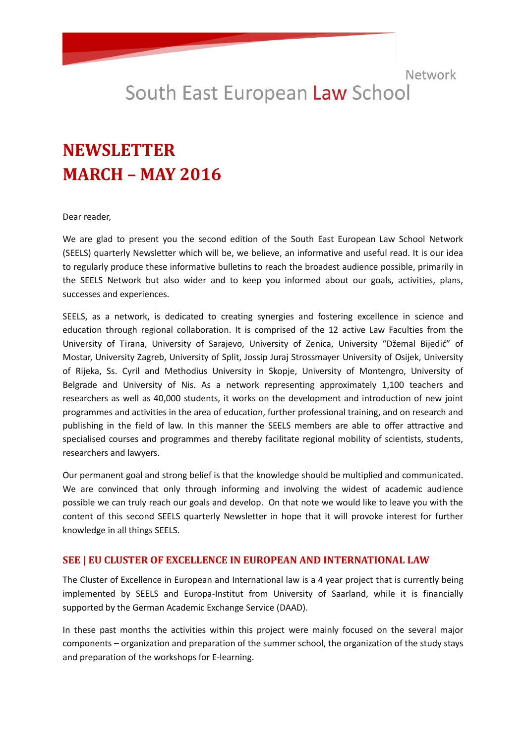Network

South East European Law School

# NEWSLETTER
# MARCH – MAY 2016

Dear reader,

We are glad to present you the second edition of the South East European Law School Network (SEELS) quarterly Newsletter which will be, we believe, an informative and useful read. It is our idea to regularly produce these informative bulletins to reach the broadest audience possible, primarily in the SEELS Network but also wider and to keep you informed about our goals, activities, plans, successes and experiences.

SEELS, as a network, is dedicated to creating synergies and fostering excellence in science and education through regional collaboration. It is comprised of the 12 active Law Faculties from the University of Tirana, University of Sarajevo, University of Zenica, University "Džemal Bijedić" of Mostar, University Zagreb, University of Split, Jossip Juraj Strossmayer University of Osijek, University of Rijeka, Ss. Cyril and Methodius University in Skopje, University of Montengro, University of Belgrade and University of Nis. As a network representing approximately 1,100 teachers and researchers as well as 40,000 students, it works on the development and introduction of new joint programmes and activities in the area of education, further professional training, and on research and publishing in the field of law. In this manner the SEELS members are able to offer attractive and specialised courses and programmes and thereby facilitate regional mobility of scientists, students, researchers and lawyers.

Our permanent goal and strong belief is that the knowledge should be multiplied and communicated. We are convinced that only through informing and involving the widest of academic audience possible we can truly reach our goals and develop. On that note we would like to leave you with the content of this second SEELS quarterly Newsletter in hope that it will provoke interest for further knowledge in all things SEELS.

## SEE | EU CLUSTER OF EXCELLENCE IN EUROPEAN AND INTERNATIONAL LAW

The Cluster of Excellence in European and International law is a 4 year project that is currently being implemented by SEELS and Europa-Institut from University of Saarland, while it is financially supported by the German Academic Exchange Service (DAAD).

In these past months the activities within this project were mainly focused on the several major components – organization and preparation of the summer school, the organization of the study stays and preparation of the workshops for E-learning.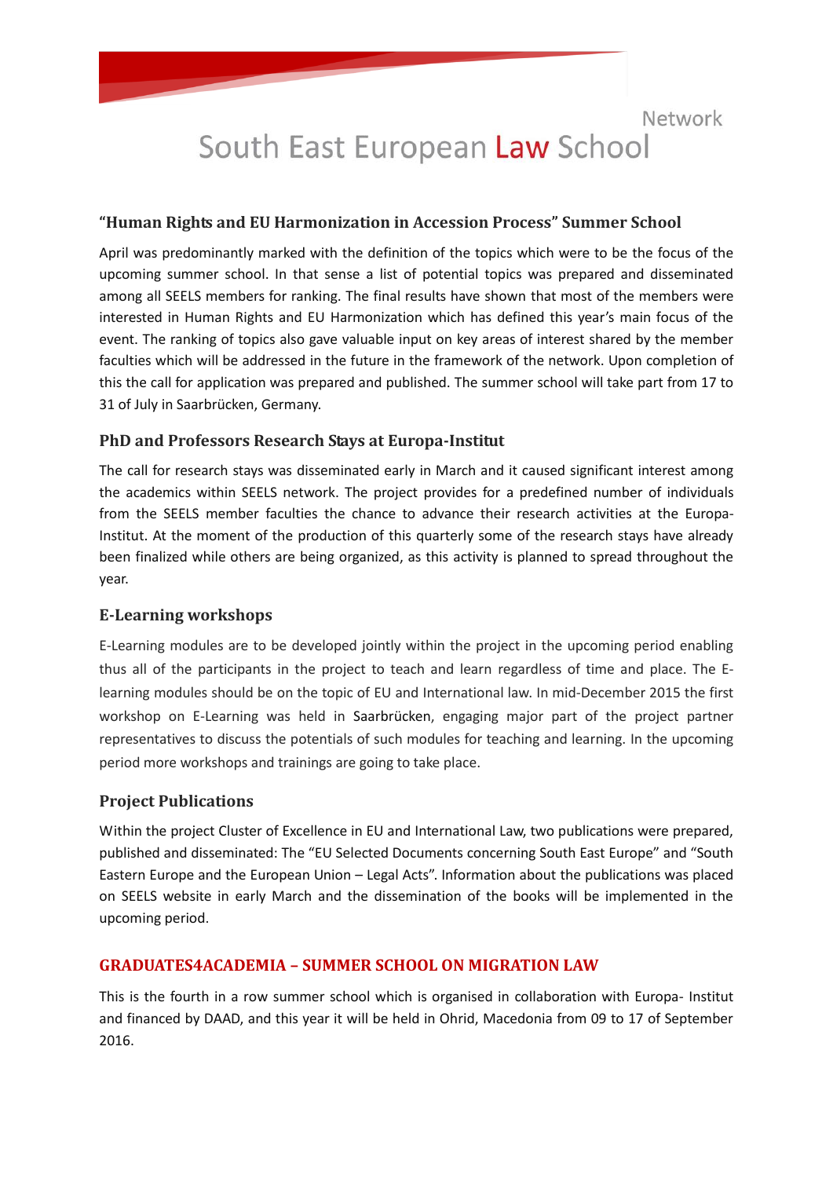## "Human Rights and EU Harmonization in Accession Process" Summer School

April was predominantly marked with the definition of the topics which were to be the focus of the upcoming summer school. In that sense a list of potential topics was prepared and disseminated among all SEELS members for ranking. The final results have shown that most of the members were interested in Human Rights and EU Harmonization which has defined this year's main focus of the event. The ranking of topics also gave valuable input on key areas of interest shared by the member faculties which will be addressed in the future in the framework of the network. Upon completion of this the call for application was prepared and published. The summer school will take part from 17 to 31 of July in Saarbrücken, Germany.

## PhD and Professors Research Stays at Europa-Institut

The call for research stays was disseminated early in March and it caused significant interest among the academics within SEELS network. The project provides for a predefined number of individuals from the SEELS member faculties the chance to advance their research activities at the Europa-Institut. At the moment of the production of this quarterly some of the research stays have already been finalized while others are being organized, as this activity is planned to spread throughout the year.

## E-Learning workshops

E-Learning modules are to be developed jointly within the project in the upcoming period enabling thus all of the participants in the project to teach and learn regardless of time and place. The E-learning modules should be on the topic of EU and International law. In mid-December 2015 the first workshop on E-Learning was held in Saarbrücken, engaging major part of the project partner representatives to discuss the potentials of such modules for teaching and learning. In the upcoming period more workshops and trainings are going to take place.

## Project Publications

Within the project Cluster of Excellence in EU and International Law, two publications were prepared, published and disseminated: The "EU Selected Documents concerning South East Europe" and "South Eastern Europe and the European Union – Legal Acts". Information about the publications was placed on SEELS website in early March and the dissemination of the books will be implemented in the upcoming period.

## GRADUATES4ACADEMIA – SUMMER SCHOOL ON MIGRATION LAW

This is the fourth in a row summer school which is organised in collaboration with Europa- Institut and financed by DAAD, and this year it will be held in Ohrid, Macedonia from 09 to 17 of September 2016.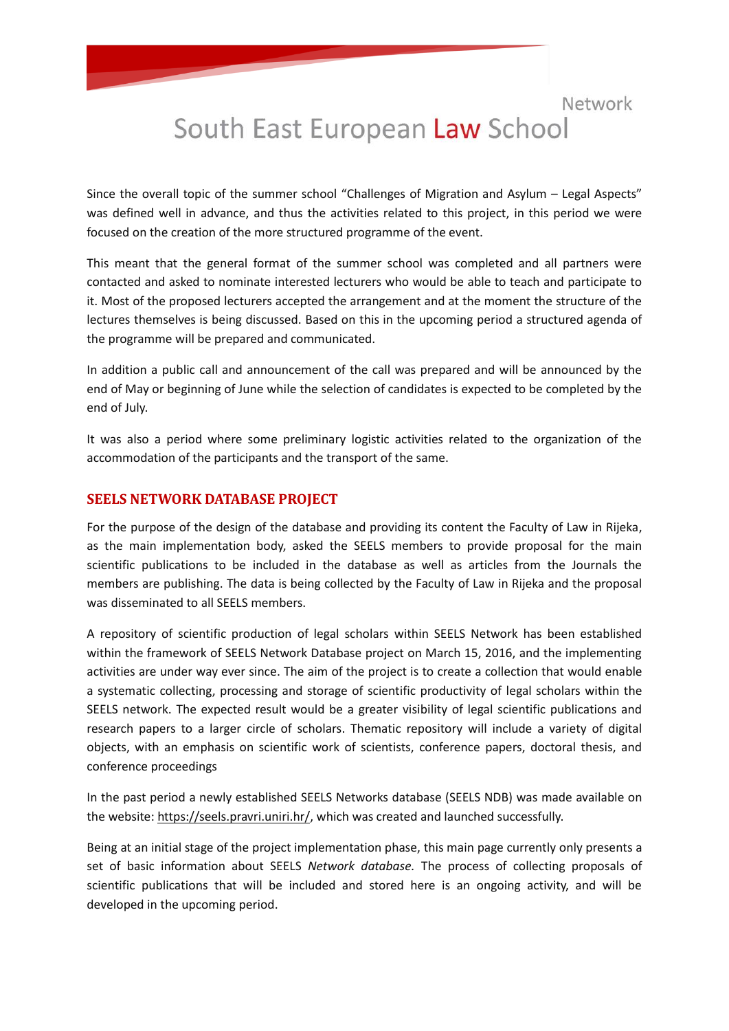Since the overall topic of the summer school "Challenges of Migration and Asylum – Legal Aspects" was defined well in advance, and thus the activities related to this project, in this period we were focused on the creation of the more structured programme of the event.

This meant that the general format of the summer school was completed and all partners were contacted and asked to nominate interested lecturers who would be able to teach and participate to it. Most of the proposed lecturers accepted the arrangement and at the moment the structure of the lectures themselves is being discussed. Based on this in the upcoming period a structured agenda of the programme will be prepared and communicated.

In addition a public call and announcement of the call was prepared and will be announced by the end of May or beginning of June while the selection of candidates is expected to be completed by the end of July.

It was also a period where some preliminary logistic activities related to the organization of the accommodation of the participants and the transport of the same.

## SEELS NETWORK DATABASE PROJECT

For the purpose of the design of the database and providing its content the Faculty of Law in Rijeka, as the main implementation body, asked the SEELS members to provide proposal for the main scientific publications to be included in the database as well as articles from the Journals the members are publishing. The data is being collected by the Faculty of Law in Rijeka and the proposal was disseminated to all SEELS members.

A repository of scientific production of legal scholars within SEELS Network has been established within the framework of SEELS Network Database project on March 15, 2016, and the implementing activities are under way ever since. The aim of the project is to create a collection that would enable a systematic collecting, processing and storage of scientific productivity of legal scholars within the SEELS network. The expected result would be a greater visibility of legal scientific publications and research papers to a larger circle of scholars. Thematic repository will include a variety of digital objects, with an emphasis on scientific work of scientists, conference papers, doctoral thesis, and conference proceedings

In the past period a newly established SEELS Networks database (SEELS NDB) was made available on the website: https://seels.pravri.uniri.hr/, which was created and launched successfully.

Being at an initial stage of the project implementation phase, this main page currently only presents a set of basic information about SEELS *Network database.* The process of collecting proposals of scientific publications that will be included and stored here is an ongoing activity, and will be developed in the upcoming period.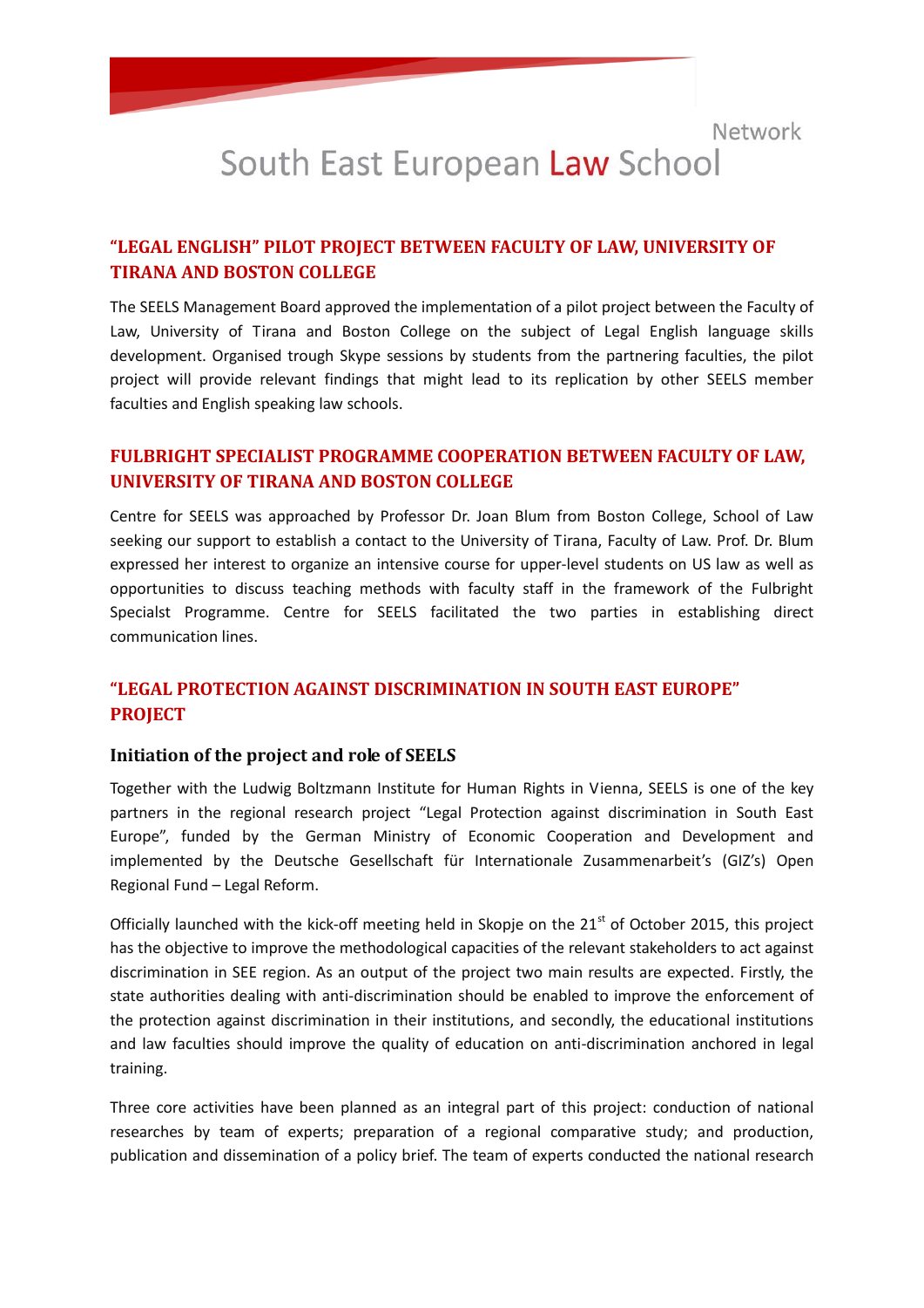## "LEGAL ENGLISH" PILOT PROJECT BETWEEN FACULTY OF LAW, UNIVERSITY OF TIRANA AND BOSTON COLLEGE

The SEELS Management Board approved the implementation of a pilot project between the Faculty of Law, University of Tirana and Boston College on the subject of Legal English language skills development. Organised trough Skype sessions by students from the partnering faculties, the pilot project will provide relevant findings that might lead to its replication by other SEELS member faculties and English speaking law schools.

## FULBRIGHT SPECIALIST PROGRAMME COOPERATION BETWEEN FACULTY OF LAW, UNIVERSITY OF TIRANA AND BOSTON COLLEGE

Centre for SEELS was approached by Professor Dr. Joan Blum from Boston College, School of Law seeking our support to establish a contact to the University of Tirana, Faculty of Law. Prof. Dr. Blum expressed her interest to organize an intensive course for upper-level students on US law as well as opportunities to discuss teaching methods with faculty staff in the framework of the Fulbright Specialst Programme. Centre for SEELS facilitated the two parties in establishing direct communication lines.

## "LEGAL PROTECTION AGAINST DISCRIMINATION IN SOUTH EAST EUROPE" PROJECT

### Initiation of the project and role of SEELS

Together with the Ludwig Boltzmann Institute for Human Rights in Vienna, SEELS is one of the key partners in the regional research project "Legal Protection against discrimination in South East Europe", funded by the German Ministry of Economic Cooperation and Development and implemented by the Deutsche Gesellschaft für Internationale Zusammenarbeit's (GIZ's) Open Regional Fund – Legal Reform.

Officially launched with the kick-off meeting held in Skopje on the 21st of October 2015, this project has the objective to improve the methodological capacities of the relevant stakeholders to act against discrimination in SEE region. As an output of the project two main results are expected. Firstly, the state authorities dealing with anti-discrimination should be enabled to improve the enforcement of the protection against discrimination in their institutions, and secondly, the educational institutions and law faculties should improve the quality of education on anti-discrimination anchored in legal training.

Three core activities have been planned as an integral part of this project: conduction of national researches by team of experts; preparation of a regional comparative study; and production, publication and dissemination of a policy brief. The team of experts conducted the national research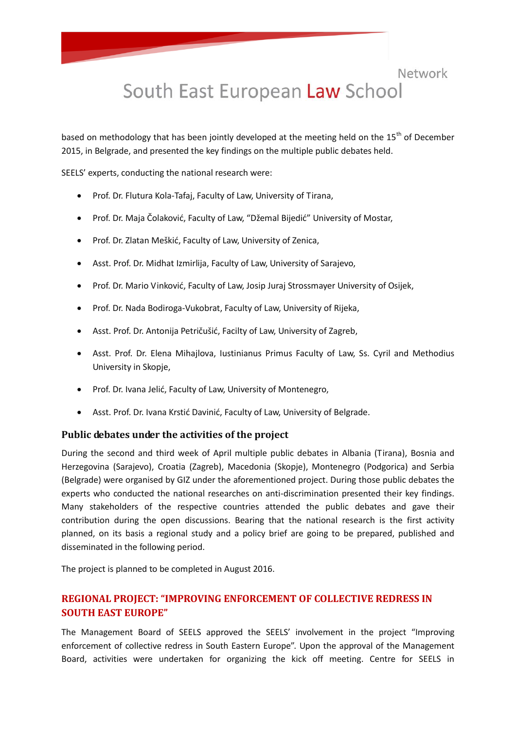based on methodology that has been jointly developed at the meeting held on the 15th of December 2015, in Belgrade, and presented the key findings on the multiple public debates held.

SEELS' experts, conducting the national research were:

- Prof. Dr. Flutura Kola-Tafaj, Faculty of Law, University of Tirana,
- Prof. Dr. Maja Čolaković, Faculty of Law, "Džemal Bijedić" University of Mostar,
- Prof. Dr. Zlatan Meškić, Faculty of Law, University of Zenica,
- Asst. Prof. Dr. Midhat Izmirlija, Faculty of Law, University of Sarajevo,
- Prof. Dr. Mario Vinković, Faculty of Law, Josip Juraj Strossmayer University of Osijek,
- Prof. Dr. Nada Bodiroga-Vukobrat, Faculty of Law, University of Rijeka,
- Asst. Prof. Dr. Antonija Petričušić, Facilty of Law, University of Zagreb,
- Asst. Prof. Dr. Elena Mihajlova, Iustinianus Primus Faculty of Law, Ss. Cyril and Methodius University in Skopje,
- Prof. Dr. Ivana Jelić, Faculty of Law, University of Montenegro,
- Asst. Prof. Dr. Ivana Krstić Davinić, Faculty of Law, University of Belgrade.

### Public debates under the activities of the project

During the second and third week of April multiple public debates in Albania (Tirana), Bosnia and Herzegovina (Sarajevo), Croatia (Zagreb), Macedonia (Skopje), Montenegro (Podgorica) and Serbia (Belgrade) were organised by GIZ under the aforementioned project. During those public debates the experts who conducted the national researches on anti-discrimination presented their key findings. Many stakeholders of the respective countries attended the public debates and gave their contribution during the open discussions. Bearing that the national research is the first activity planned, on its basis a regional study and a policy brief are going to be prepared, published and disseminated in the following period.

The project is planned to be completed in August 2016.

## REGIONAL PROJECT: "IMPROVING ENFORCEMENT OF COLLECTIVE REDRESS IN SOUTH EAST EUROPE"

The Management Board of SEELS approved the SEELS' involvement in the project "Improving enforcement of collective redress in South Eastern Europe". Upon the approval of the Management Board, activities were undertaken for organizing the kick off meeting. Centre for SEELS in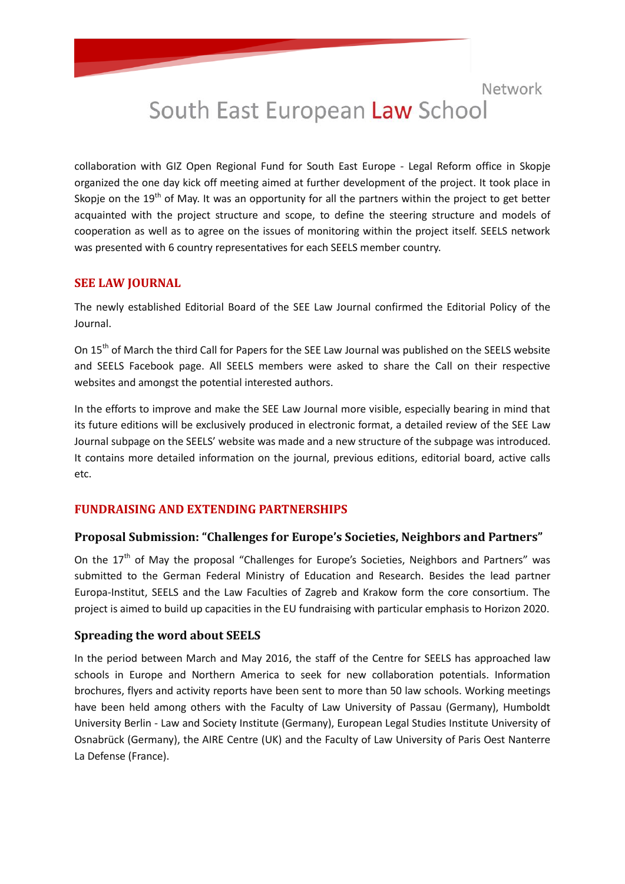collaboration with GIZ Open Regional Fund for South East Europe - Legal Reform office in Skopje organized the one day kick off meeting aimed at further development of the project. It took place in Skopje on the 19th of May. It was an opportunity for all the partners within the project to get better acquainted with the project structure and scope, to define the steering structure and models of cooperation as well as to agree on the issues of monitoring within the project itself. SEELS network was presented with 6 country representatives for each SEELS member country.

## SEE LAW JOURNAL

The newly established Editorial Board of the SEE Law Journal confirmed the Editorial Policy of the Journal.

On 15th of March the third Call for Papers for the SEE Law Journal was published on the SEELS website and SEELS Facebook page. All SEELS members were asked to share the Call on their respective websites and amongst the potential interested authors.

In the efforts to improve and make the SEE Law Journal more visible, especially bearing in mind that its future editions will be exclusively produced in electronic format, a detailed review of the SEE Law Journal subpage on the SEELS' website was made and a new structure of the subpage was introduced. It contains more detailed information on the journal, previous editions, editorial board, active calls etc.

## FUNDRAISING AND EXTENDING PARTNERSHIPS

### Proposal Submission: "Challenges for Europe's Societies, Neighbors and Partners"

On the 17th of May the proposal "Challenges for Europe's Societies, Neighbors and Partners" was submitted to the German Federal Ministry of Education and Research. Besides the lead partner Europa-Institut, SEELS and the Law Faculties of Zagreb and Krakow form the core consortium. The project is aimed to build up capacities in the EU fundraising with particular emphasis to Horizon 2020.

### Spreading the word about SEELS

In the period between March and May 2016, the staff of the Centre for SEELS has approached law schools in Europe and Northern America to seek for new collaboration potentials. Information brochures, flyers and activity reports have been sent to more than 50 law schools. Working meetings have been held among others with the Faculty of Law University of Passau (Germany), Humboldt University Berlin - Law and Society Institute (Germany), European Legal Studies Institute University of Osnabrück (Germany), the AIRE Centre (UK) and the Faculty of Law University of Paris Oest Nanterre La Defense (France).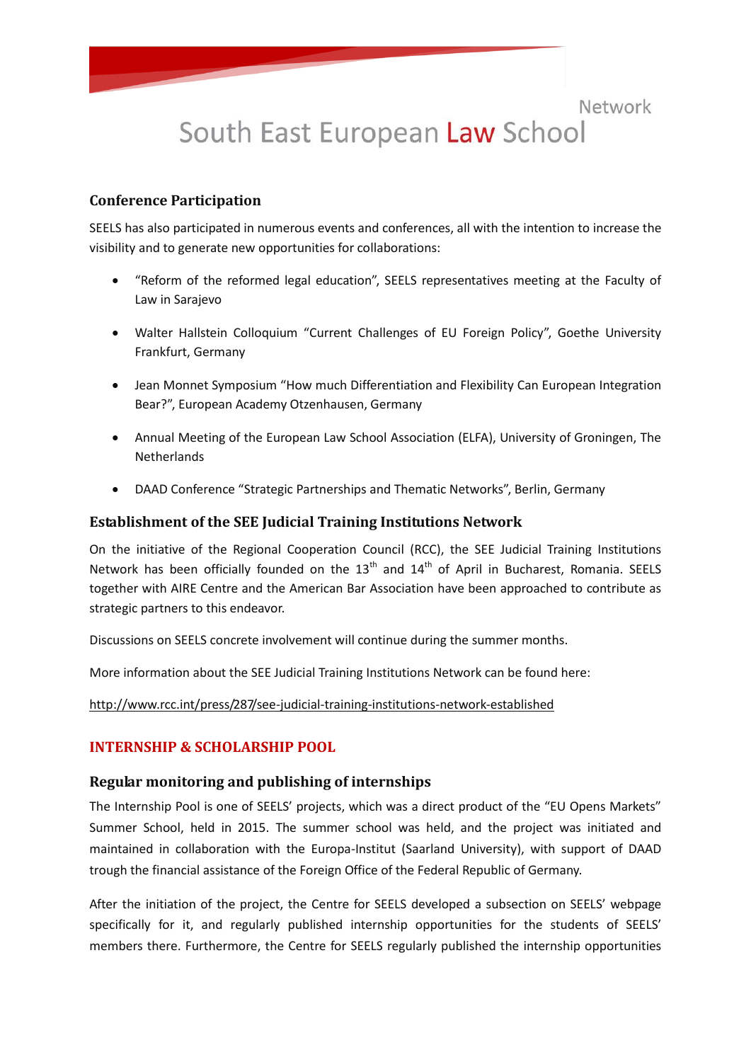## Conference Participation

SEELS has also participated in numerous events and conferences, all with the intention to increase the visibility and to generate new opportunities for collaborations:

- "Reform of the reformed legal education", SEELS representatives meeting at the Faculty of Law in Sarajevo
- Walter Hallstein Colloquium "Current Challenges of EU Foreign Policy", Goethe University Frankfurt, Germany
- Jean Monnet Symposium "How much Differentiation and Flexibility Can European Integration Bear?", European Academy Otzenhausen, Germany
- Annual Meeting of the European Law School Association (ELFA), University of Groningen, The Netherlands
- DAAD Conference "Strategic Partnerships and Thematic Networks", Berlin, Germany

## Establishment of the SEE Judicial Training Institutions Network

On the initiative of the Regional Cooperation Council (RCC), the SEE Judicial Training Institutions Network has been officially founded on the 13th and 14th of April in Bucharest, Romania. SEELS together with AIRE Centre and the American Bar Association have been approached to contribute as strategic partners to this endeavor.

Discussions on SEELS concrete involvement will continue during the summer months.

More information about the SEE Judicial Training Institutions Network can be found here:

http://www.rcc.int/press/287/see-judicial-training-institutions-network-established

# INTERNSHIP & SCHOLARSHIP POOL

## Regular monitoring and publishing of internships

The Internship Pool is one of SEELS' projects, which was a direct product of the "EU Opens Markets" Summer School, held in 2015. The summer school was held, and the project was initiated and maintained in collaboration with the Europa-Institut (Saarland University), with support of DAAD trough the financial assistance of the Foreign Office of the Federal Republic of Germany.

After the initiation of the project, the Centre for SEELS developed a subsection on SEELS' webpage specifically for it, and regularly published internship opportunities for the students of SEELS' members there. Furthermore, the Centre for SEELS regularly published the internship opportunities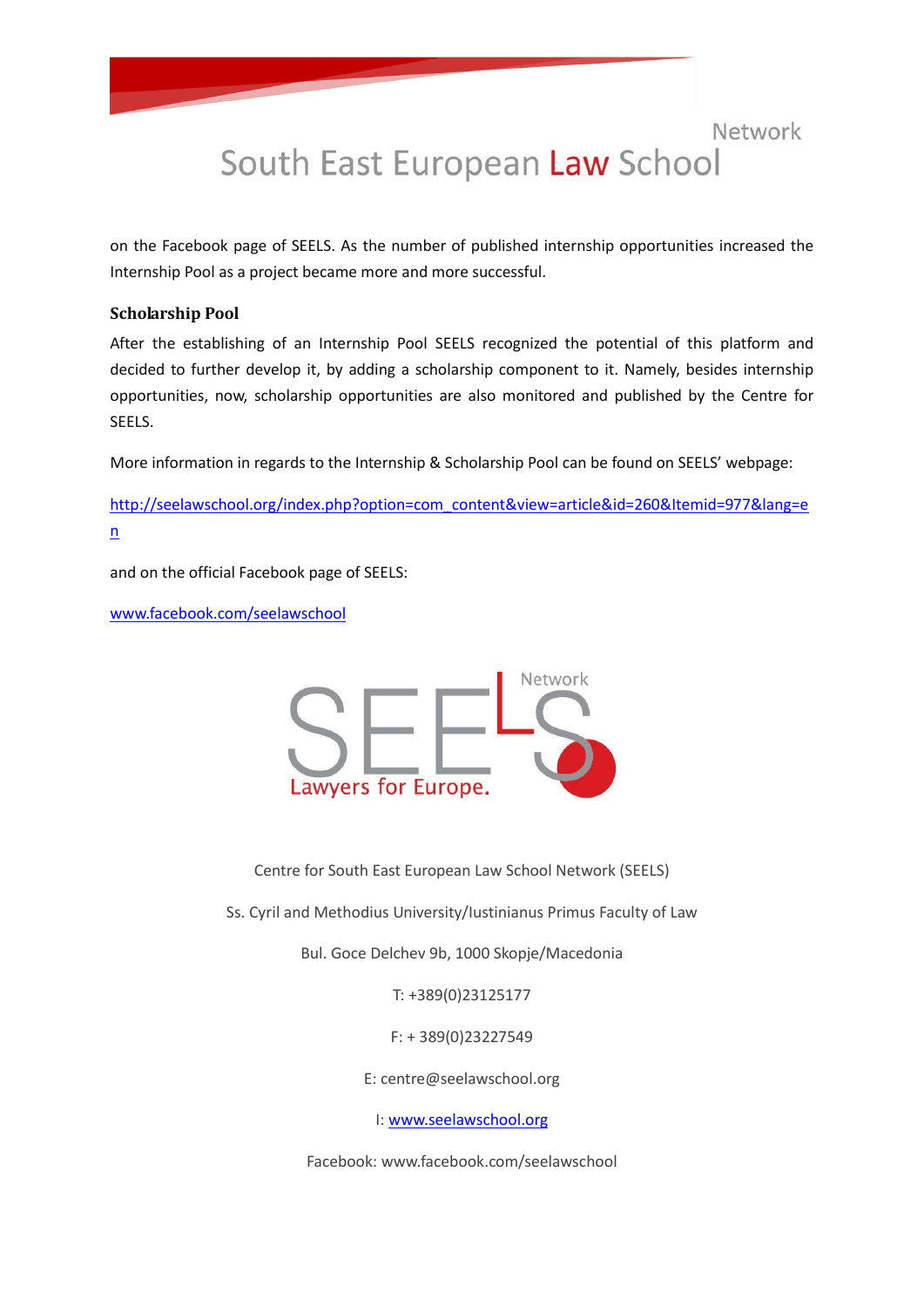on the Facebook page of SEELS. As the number of published internship opportunities increased the Internship Pool as a project became more and more successful.

**Scholarship Pool**

After the establishing of an Internship Pool SEELS recognized the potential of this platform and decided to further develop it, by adding a scholarship component to it. Namely, besides internship opportunities, now, scholarship opportunities are also monitored and published by the Centre for SEELS.

More information in regards to the Internship & Scholarship Pool can be found on SEELS' webpage:

http://seelawschool.org/index.php?option=com_content&view=article&id=260&Itemid=977&lang=en

and on the official Facebook page of SEELS:

www.facebook.com/seelawschool

Centre for South East European Law School Network (SEELS)

Ss. Cyril and Methodius University/Iustinianus Primus Faculty of Law

Bul. Goce Delchev 9b, 1000 Skopje/Macedonia

T: +389(0)23125177

F: + 389(0)23227549

E: centre@seelawschool.org

I: www.seelawschool.org

Facebook: www.facebook.com/seelawschool